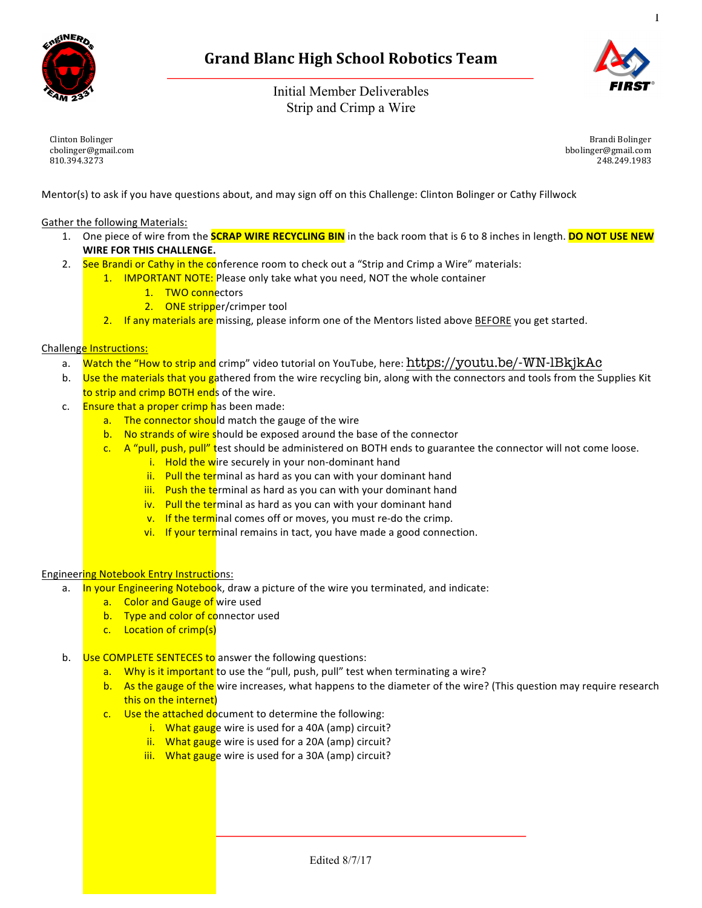# Grand Blanc High School Robotics Team

Initial Member Deliverables
Strip and Crimp a Wire

Clinton Bolinger
cbolinger@gmail.com
810.394.3273

Brandi Bolinger
bbolinger@gmail.com
248.249.1983

Mentor(s) to ask if you have questions about, and may sign off on this Challenge: Clinton Bolinger or Cathy Fillwock

Gather the following Materials:

1. One piece of wire from the **SCRAP WIRE RECYCLING BIN** in the back room that is 6 to 8 inches in length. **DO NOT USE NEW WIRE FOR THIS CHALLENGE.**
2. See Brandi or Cathy in the conference room to check out a "Strip and Crimp a Wire" materials:
   1. IMPORTANT NOTE: Please only take what you need, NOT the whole container
      1. TWO connectors
      2. ONE stripper/crimper tool
   2. If any materials are missing, please inform one of the Mentors listed above BEFORE you get started.

Challenge Instructions:

a. Watch the "How to strip and crimp" video tutorial on YouTube, here: https://youtu.be/-WN-lBkjkAc
b. Use the materials that you gathered from the wire recycling bin, along with the connectors and tools from the Supplies Kit to strip and crimp BOTH ends of the wire.
c. Ensure that a proper crimp has been made:
   a. The connector should match the gauge of the wire
   b. No strands of wire should be exposed around the base of the connector
   c. A "pull, push, pull" test should be administered on BOTH ends to guarantee the connector will not come loose.
      i. Hold the wire securely in your non-dominant hand
      ii. Pull the terminal as hard as you can with your dominant hand
      iii. Push the terminal as hard as you can with your dominant hand
      iv. Pull the terminal as hard as you can with your dominant hand
      v. If the terminal comes off or moves, you must re-do the crimp.
      vi. If your terminal remains in tact, you have made a good connection.

Engineering Notebook Entry Instructions:

a. In your Engineering Notebook, draw a picture of the wire you terminated, and indicate:
   a. Color and Gauge of wire used
   b. Type and color of connector used
   c. Location of crimp(s)
b. Use COMPLETE SENTECES to answer the following questions:
   a. Why is it important to use the "pull, push, pull" test when terminating a wire?
   b. As the gauge of the wire increases, what happens to the diameter of the wire? (This question may require research this on the internet)
   c. Use the attached document to determine the following:
      i. What gauge wire is used for a 40A (amp) circuit?
      ii. What gauge wire is used for a 20A (amp) circuit?
      iii. What gauge wire is used for a 30A (amp) circuit?

Edited 8/7/17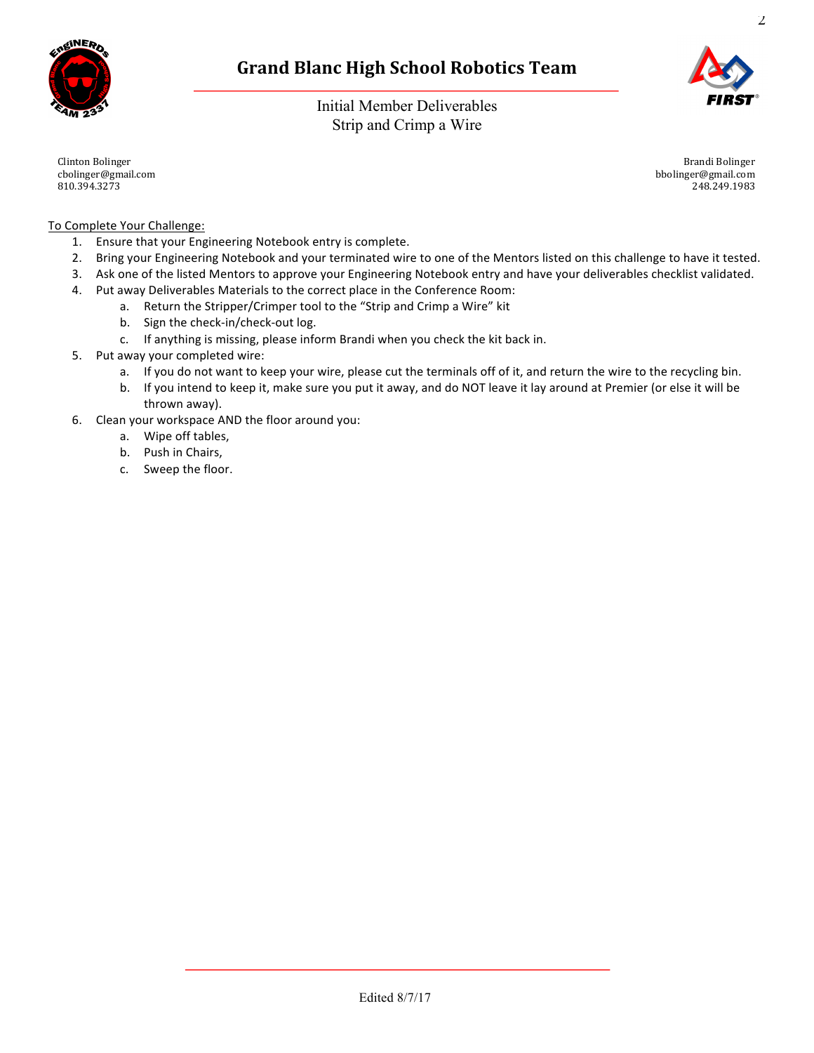# Grand Blanc High School Robotics Team

Initial Member Deliverables
Strip and Crimp a Wire

Clinton Bolinger
cbolinger@gmail.com
810.394.3273

Brandi Bolinger
bbolinger@gmail.com
248.249.1983

<u>To Complete Your Challenge:</u>

1. Ensure that your Engineering Notebook entry is complete.
2. Bring your Engineering Notebook and your terminated wire to one of the Mentors listed on this challenge to have it tested.
3. Ask one of the listed Mentors to approve your Engineering Notebook entry and have your deliverables checklist validated.
4. Put away Deliverables Materials to the correct place in the Conference Room:
    a. Return the Stripper/Crimper tool to the "Strip and Crimp a Wire" kit
    b. Sign the check-in/check-out log.
    c. If anything is missing, please inform Brandi when you check the kit back in.
5. Put away your completed wire:
    a. If you do not want to keep your wire, please cut the terminals off of it, and return the wire to the recycling bin.
    b. If you intend to keep it, make sure you put it away, and do NOT leave it lay around at Premier (or else it will be thrown away).
6. Clean your workspace AND the floor around you:
    a. Wipe off tables,
    b. Push in Chairs,
    c. Sweep the floor.

Edited 8/7/17